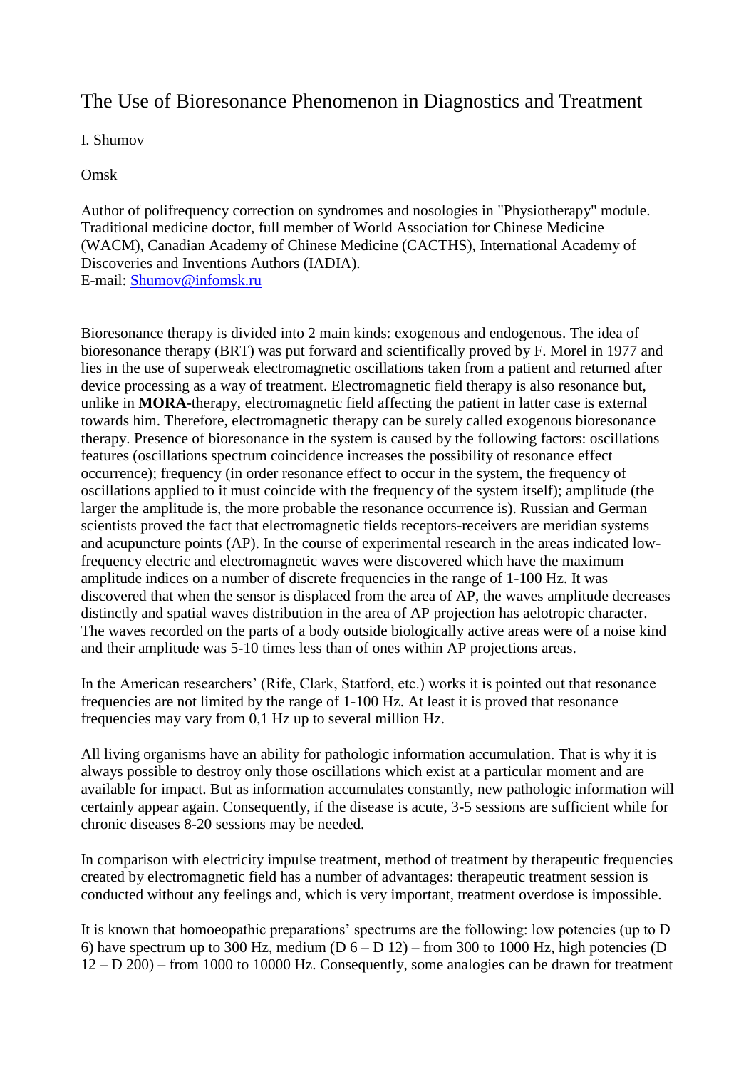# The Use of Bioresonance Phenomenon in Diagnostics and Treatment

I. Shumov

Omsk

Author of polifrequency correction on syndromes and nosologies in "Physiotherapy" module. Traditional medicine doctor, full member of World Association for Chinese Medicine (WACM), Canadian Academy of Chinese Medicine (CACTHS), International Academy of Discoveries and Inventions Authors (IADIA).
E-mail: Shumov@infomsk.ru

Bioresonance therapy is divided into 2 main kinds: exogenous and endogenous. The idea of bioresonance therapy (BRT) was put forward and scientifically proved by F. Morel in 1977 and lies in the use of superweak electromagnetic oscillations taken from a patient and returned after device processing as a way of treatment. Electromagnetic field therapy is also resonance but, unlike in **MORA**-therapy, electromagnetic field affecting the patient in latter case is external towards him. Therefore, electromagnetic therapy can be surely called exogenous bioresonance therapy. Presence of bioresonance in the system is caused by the following factors: oscillations features (oscillations spectrum coincidence increases the possibility of resonance effect occurrence); frequency (in order resonance effect to occur in the system, the frequency of oscillations applied to it must coincide with the frequency of the system itself); amplitude (the larger the amplitude is, the more probable the resonance occurrence is). Russian and German scientists proved the fact that electromagnetic fields receptors-receivers are meridian systems and acupuncture points (AP). In the course of experimental research in the areas indicated low-frequency electric and electromagnetic waves were discovered which have the maximum amplitude indices on a number of discrete frequencies in the range of 1-100 Hz. It was discovered that when the sensor is displaced from the area of AP, the waves amplitude decreases distinctly and spatial waves distribution in the area of AP projection has aelotropic character. The waves recorded on the parts of a body outside biologically active areas were of a noise kind and their amplitude was 5-10 times less than of ones within AP projections areas.

In the American researchers' (Rife, Clark, Statford, etc.) works it is pointed out that resonance frequencies are not limited by the range of 1-100 Hz. At least it is proved that resonance frequencies may vary from 0,1 Hz up to several million Hz.

All living organisms have an ability for pathologic information accumulation. That is why it is always possible to destroy only those oscillations which exist at a particular moment and are available for impact. But as information accumulates constantly, new pathologic information will certainly appear again. Consequently, if the disease is acute, 3-5 sessions are sufficient while for chronic diseases 8-20 sessions may be needed.

In comparison with electricity impulse treatment, method of treatment by therapeutic frequencies created by electromagnetic field has a number of advantages: therapeutic treatment session is conducted without any feelings and, which is very important, treatment overdose is impossible.

It is known that homoeopathic preparations' spectrums are the following: low potencies (up to D 6) have spectrum up to 300 Hz, medium (D 6 – D 12) – from 300 to 1000 Hz, high potencies (D 12 – D 200) – from 1000 to 10000 Hz. Consequently, some analogies can be drawn for treatment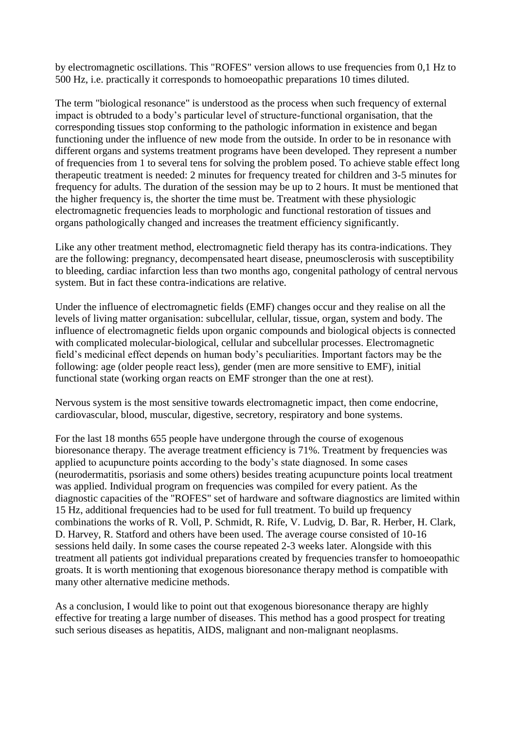by electromagnetic oscillations. This "ROFES" version allows to use frequencies from 0,1 Hz to 500 Hz, i.e. practically it corresponds to homoeopathic preparations 10 times diluted.

The term "biological resonance" is understood as the process when such frequency of external impact is obtruded to a body's particular level of structure-functional organisation, that the corresponding tissues stop conforming to the pathologic information in existence and began functioning under the influence of new mode from the outside. In order to be in resonance with different organs and systems treatment programs have been developed. They represent a number of frequencies from 1 to several tens for solving the problem posed. To achieve stable effect long therapeutic treatment is needed: 2 minutes for frequency treated for children and 3-5 minutes for frequency for adults. The duration of the session may be up to 2 hours. It must be mentioned that the higher frequency is, the shorter the time must be. Treatment with these physiologic electromagnetic frequencies leads to morphologic and functional restoration of tissues and organs pathologically changed and increases the treatment efficiency significantly.

Like any other treatment method, electromagnetic field therapy has its contra-indications. They are the following: pregnancy, decompensated heart disease, pneumosclerosis with susceptibility to bleeding, cardiac infarction less than two months ago, congenital pathology of central nervous system. But in fact these contra-indications are relative.

Under the influence of electromagnetic fields (EMF) changes occur and they realise on all the levels of living matter organisation: subcellular, cellular, tissue, organ, system and body. The influence of electromagnetic fields upon organic compounds and biological objects is connected with complicated molecular-biological, cellular and subcellular processes. Electromagnetic field's medicinal effect depends on human body's peculiarities. Important factors may be the following: age (older people react less), gender (men are more sensitive to EMF), initial functional state (working organ reacts on EMF stronger than the one at rest).

Nervous system is the most sensitive towards electromagnetic impact, then come endocrine, cardiovascular, blood, muscular, digestive, secretory, respiratory and bone systems.

For the last 18 months 655 people have undergone through the course of exogenous bioresonance therapy. The average treatment efficiency is 71%. Treatment by frequencies was applied to acupuncture points according to the body's state diagnosed. In some cases (neurodermatitis, psoriasis and some others) besides treating acupuncture points local treatment was applied. Individual program on frequencies was compiled for every patient. As the diagnostic capacities of the "ROFES" set of hardware and software diagnostics are limited within 15 Hz, additional frequencies had to be used for full treatment. To build up frequency combinations the works of R. Voll, P. Schmidt, R. Rife, V. Ludvig, D. Bar, R. Herber, H. Clark, D. Harvey, R. Statford and others have been used. The average course consisted of 10-16 sessions held daily. In some cases the course repeated 2-3 weeks later. Alongside with this treatment all patients got individual preparations created by frequencies transfer to homoeopathic groats. It is worth mentioning that exogenous bioresonance therapy method is compatible with many other alternative medicine methods.

As a conclusion, I would like to point out that exogenous bioresonance therapy are highly effective for treating a large number of diseases. This method has a good prospect for treating such serious diseases as hepatitis, AIDS, malignant and non-malignant neoplasms.